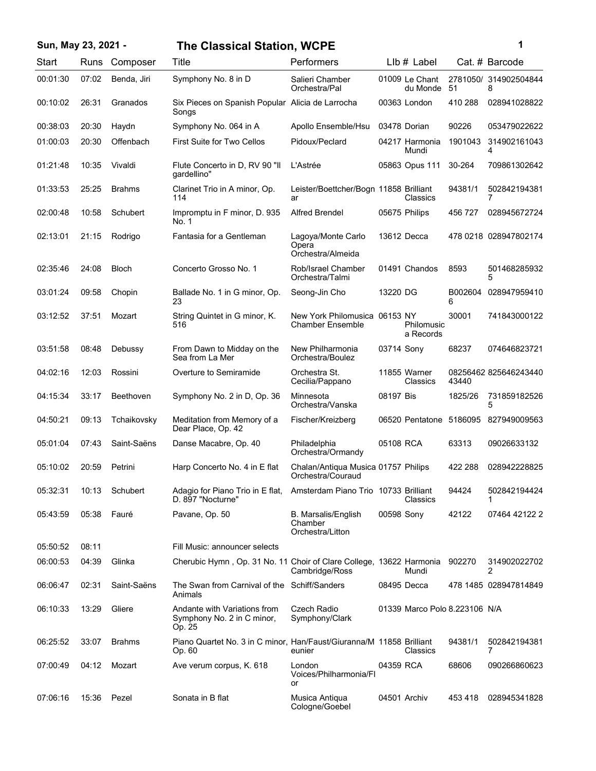# Sun, May 23, 2021 - The Classical Station, WCPE

| Start | Runs | Composer | Title | Performers | Llb # | Label | Cat. # | Barcode |
|---|---|---|---|---|---|---|---|---|
| 00:01:30 | 07:02 | Benda, Jiri | Symphony No. 8 in D | Salieri Chamber Orchestra/Pal | 01009 | Le Chant du Monde | 2781050/51 | 3149025048448 |
| 00:10:02 | 26:31 | Granados | Six Pieces on Spanish Popular Songs | Alicia de Larrocha | 00363 | London | 410 288 | 028941028822 |
| 00:38:03 | 20:30 | Haydn | Symphony No. 064 in A | Apollo Ensemble/Hsu | 03478 | Dorian | 90226 | 053479022622 |
| 01:00:03 | 20:30 | Offenbach | First Suite for Two Cellos | Pidoux/Peclard | 04217 | Harmonia Mundi | 1901043 | 3149021610434 |
| 01:21:48 | 10:35 | Vivaldi | Flute Concerto in D, RV 90 "Il gardellino" | L'Astrée | 05863 | Opus 111 | 30-264 | 709861302642 |
| 01:33:53 | 25:25 | Brahms | Clarinet Trio in A minor, Op. 114 | Leister/Boettcher/Bognar | 11858 | Brilliant Classics | 94381/1 | 5028421943817 |
| 02:00:48 | 10:58 | Schubert | Impromptu in F minor, D. 935 No. 1 | Alfred Brendel | 05675 | Philips | 456 727 | 028945672724 |
| 02:13:01 | 21:15 | Rodrigo | Fantasia for a Gentleman | Lagoya/Monte Carlo Opera Orchestra/Almeida | 13612 | Decca | 478 0218 | 028947802174 |
| 02:35:46 | 24:08 | Bloch | Concerto Grosso No. 1 | Rob/Israel Chamber Orchestra/Talmi | 01491 | Chandos | 8593 | 5014682859325 |
| 03:01:24 | 09:58 | Chopin | Ballade No. 1 in G minor, Op. 23 | Seong-Jin Cho | 13220 | DG | B0026046 | 028947959410 |
| 03:12:52 | 37:51 | Mozart | String Quintet in G minor, K. 516 | New York Philomusica Chamber Ensemble | 06153 | NY Philomusica Records | 30001 | 741843000122 |
| 03:51:58 | 08:48 | Debussy | From Dawn to Midday on the Sea from La Mer | New Philharmonia Orchestra/Boulez | 03714 | Sony | 68237 | 074646823721 |
| 04:02:16 | 12:03 | Rossini | Overture to Semiramide | Orchestra St. Cecilia/Pappano | 11855 | Warner Classics | 0825646243440 | 825646243440 |
| 04:15:34 | 33:17 | Beethoven | Symphony No. 2 in D, Op. 36 | Minnesota Orchestra/Vanska | 08197 | Bis | 1825/26 | 7318591825265 |
| 04:50:21 | 09:13 | Tchaikovsky | Meditation from Memory of a Dear Place, Op. 42 | Fischer/Kreizberg | 06520 | Pentatone | 5186095 | 827949009563 |
| 05:01:04 | 07:43 | Saint-Saëns | Danse Macabre, Op. 40 | Philadelphia Orchestra/Ormandy | 05108 | RCA | 63313 | 09026633132 |
| 05:10:02 | 20:59 | Petrini | Harp Concerto No. 4 in E flat | Chalan/Antiqua Musica Orchestra/Couraud | 01757 | Philips | 422 288 | 028942228825 |
| 05:32:31 | 10:13 | Schubert | Adagio for Piano Trio in E flat, D. 897 "Nocturne" | Amsterdam Piano Trio | 10733 | Brilliant Classics | 94424 | 5028421944241 |
| 05:43:59 | 05:38 | Fauré | Pavane, Op. 50 | B. Marsalis/English Chamber Orchestra/Litton | 00598 | Sony | 42122 | 07464 42122 2 |
| 05:50:52 | 08:11 | | Fill Music: announcer selects | | | | | |
| 06:00:53 | 04:39 | Glinka | Cherubic Hymn , Op. 31 No. 11 | Choir of Clare College, Cambridge/Ross | 13622 | Harmonia Mundi | 902270 | 3149020227022 |
| 06:06:47 | 02:31 | Saint-Saëns | The Swan from Carnival of the Animals | Schiff/Sanders | 08495 | Decca | 478 1485 | 028947814849 |
| 06:10:33 | 13:29 | Gliere | Andante with Variations from Symphony No. 2 in C minor, Op. 25 | Czech Radio Symphony/Clark | 01339 | Marco Polo | 8.223106 | N/A |
| 06:25:52 | 33:07 | Brahms | Piano Quartet No. 3 in C minor, Op. 60 | Han/Faust/Giuranna/Meunier | 11858 | Brilliant Classics | 94381/1 | 5028421943817 |
| 07:00:49 | 04:12 | Mozart | Ave verum corpus, K. 618 | London Voices/Philharmonia/Flor | 04359 | RCA | 68606 | 090266860623 |
| 07:06:16 | 15:36 | Pezel | Sonata in B flat | Musica Antiqua Cologne/Goebel | 04501 | Archiv | 453 418 | 028945341828 |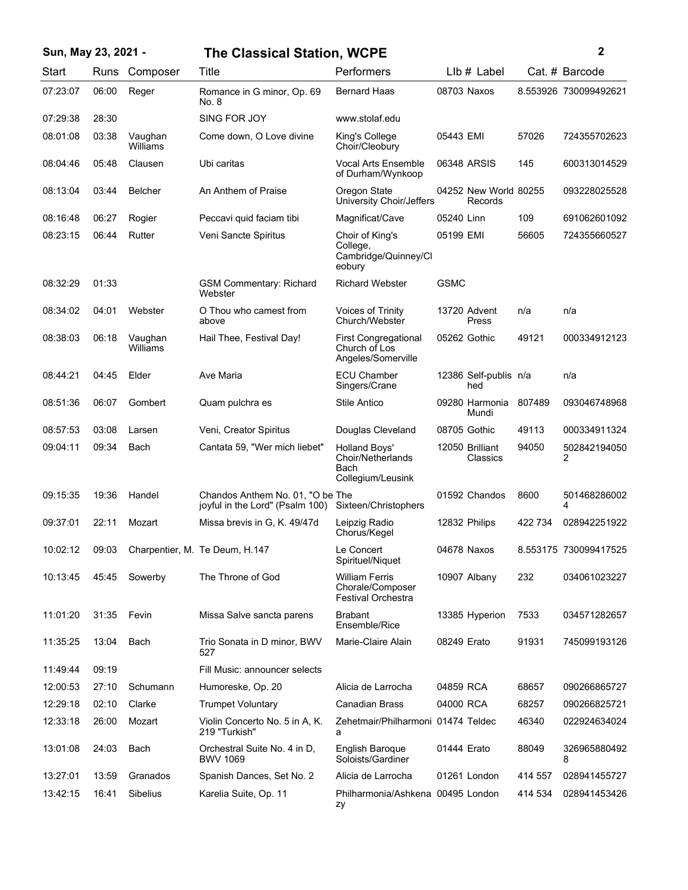| Start | Runs | Composer | Title | Performers | Llb # | Label | Cat. # | Barcode |
|---|---|---|---|---|---|---|---|---|
| 07:23:07 | 06:00 | Reger | Romance in G minor, Op. 69 No. 8 | Bernard Haas | 08703 | Naxos | 8.553926 | 730099492621 |
| 07:29:38 | 28:30 | | SING FOR JOY | www.stolaf.edu | | | | |
| 08:01:08 | 03:38 | Vaughan Williams | Come down, O Love divine | King's College Choir/Cleobury | 05443 | EMI | 57026 | 724355702623 |
| 08:04:46 | 05:48 | Clausen | Ubi caritas | Vocal Arts Ensemble of Durham/Wynkoop | 06348 | ARSIS | 145 | 600313014529 |
| 08:13:04 | 03:44 | Belcher | An Anthem of Praise | Oregon State University Choir/Jeffers | 04252 | New World Records | 80255 | 093228025528 |
| 08:16:48 | 06:27 | Rogier | Peccavi quid faciam tibi | Magnificat/Cave | 05240 | Linn | 109 | 691062601092 |
| 08:23:15 | 06:44 | Rutter | Veni Sancte Spiritus | Choir of King's College, Cambridge/Quinney/Cleobury | 05199 | EMI | 56605 | 724355660527 |
| 08:32:29 | 01:33 | | GSM Commentary: Richard Webster | Richard Webster | GSMC | | | |
| 08:34:02 | 04:01 | Webster | O Thou who camest from above | Voices of Trinity Church/Webster | 13720 | Advent Press | n/a | n/a |
| 08:38:03 | 06:18 | Vaughan Williams | Hail Thee, Festival Day! | First Congregational Church of Los Angeles/Somerville | 05262 | Gothic | 49121 | 000334912123 |
| 08:44:21 | 04:45 | Elder | Ave Maria | ECU Chamber Singers/Crane | 12386 | Self-published | n/a | n/a |
| 08:51:36 | 06:07 | Gombert | Quam pulchra es | Stile Antico | 09280 | Harmonia Mundi | 807489 | 093046748968 |
| 08:57:53 | 03:08 | Larsen | Veni, Creator Spiritus | Douglas Cleveland | 08705 | Gothic | 49113 | 000334911324 |
| 09:04:11 | 09:34 | Bach | Cantata 59, "Wer mich liebet" | Holland Boys' Choir/Netherlands Bach Collegium/Leusink | 12050 | Brilliant Classics | 94050 | 5028421940502 |
| 09:15:35 | 19:36 | Handel | Chandos Anthem No. 01, "O be joyful in the Lord" (Psalm 100) | The Sixteen/Christophers | 01592 | Chandos | 8600 | 5014682860024 |
| 09:37:01 | 22:11 | Mozart | Missa brevis in G, K. 49/47d | Leipzig Radio Chorus/Kegel | 12832 | Philips | 422 734 | 028942251922 |
| 10:02:12 | 09:03 | Charpentier, M. | Te Deum, H.147 | Le Concert Spirituel/Niquet | 04678 | Naxos | 8.553175 | 730099417525 |
| 10:13:45 | 45:45 | Sowerby | The Throne of God | William Ferris Chorale/Composer Festival Orchestra | 10907 | Albany | 232 | 034061023227 |
| 11:01:20 | 31:35 | Fevin | Missa Salve sancta parens | Brabant Ensemble/Rice | 13385 | Hyperion | 7533 | 034571282657 |
| 11:35:25 | 13:04 | Bach | Trio Sonata in D minor, BWV 527 | Marie-Claire Alain | 08249 | Erato | 91931 | 745099193126 |
| 11:49:44 | 09:19 | | Fill Music: announcer selects | | | | | |
| 12:00:53 | 27:10 | Schumann | Humoreske, Op. 20 | Alicia de Larrocha | 04859 | RCA | 68657 | 090266865727 |
| 12:29:18 | 02:10 | Clarke | Trumpet Voluntary | Canadian Brass | 04000 | RCA | 68257 | 090266825721 |
| 12:33:18 | 26:00 | Mozart | Violin Concerto No. 5 in A, K. 219 "Turkish" | Zehetmair/Philharmonia | 01474 | Teldec | 46340 | 022924634024 |
| 13:01:08 | 24:03 | Bach | Orchestral Suite No. 4 in D, BWV 1069 | English Baroque Soloists/Gardiner | 01444 | Erato | 88049 | 3269658804928 |
| 13:27:01 | 13:59 | Granados | Spanish Dances, Set No. 2 | Alicia de Larrocha | 01261 | London | 414 557 | 028941455727 |
| 13:42:15 | 16:41 | Sibelius | Karelia Suite, Op. 11 | Philharmonia/Ashkenazy | 00495 | London | 414 534 | 028941453426 |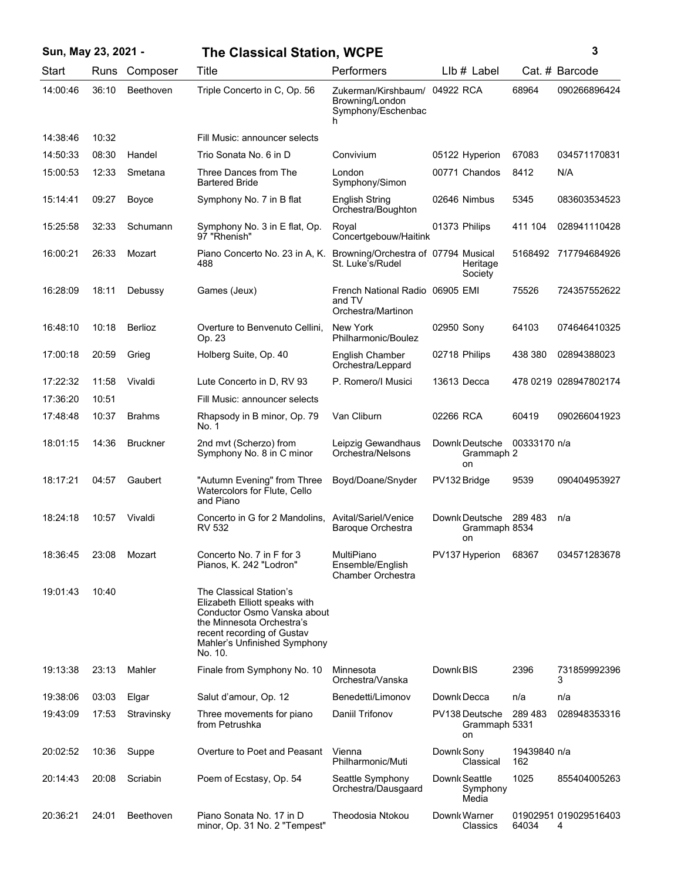**Sun, May 23, 2021 - The Classical Station, WCPE**

| Start | Runs | Composer | Title | Performers | LIb # | Label | Cat. # | Barcode |
|---|---|---|---|---|---|---|---|---|
| 14:00:46 | 36:10 | Beethoven | Triple Concerto in C, Op. 56 | Zukerman/Kirshbaum/ Browning/London Symphony/Eschenbach | 04922 | RCA | 68964 | 090266896424 |
| 14:38:46 | 10:32 | | Fill Music: announcer selects | | | | | |
| 14:50:33 | 08:30 | Handel | Trio Sonata No. 6 in D | Convivium | 05122 | Hyperion | 67083 | 034571170831 |
| 15:00:53 | 12:33 | Smetana | Three Dances from The Bartered Bride | London Symphony/Simon | 00771 | Chandos | 8412 | N/A |
| 15:14:41 | 09:27 | Boyce | Symphony No. 7 in B flat | English String Orchestra/Boughton | 02646 | Nimbus | 5345 | 083603534523 |
| 15:25:58 | 32:33 | Schumann | Symphony No. 3 in E flat, Op. 97 "Rhenish" | Royal Concertgebouw/Haitink | 01373 | Philips | 411 104 | 028941110428 |
| 16:00:21 | 26:33 | Mozart | Piano Concerto No. 23 in A, K. 488 | Browning/Orchestra of St. Luke's/Rudel | 07794 | Musical Heritage Society | 5168492 | 717794684926 |
| 16:28:09 | 18:11 | Debussy | Games (Jeux) | French National Radio and TV Orchestra/Martinon | 06905 | EMI | 75526 | 724357552622 |
| 16:48:10 | 10:18 | Berlioz | Overture to Benvenuto Cellini, Op. 23 | New York Philharmonic/Boulez | 02950 | Sony | 64103 | 074646410325 |
| 17:00:18 | 20:59 | Grieg | Holberg Suite, Op. 40 | English Chamber Orchestra/Leppard | 02718 | Philips | 438 380 | 02894388023 |
| 17:22:32 | 11:58 | Vivaldi | Lute Concerto in D, RV 93 | P. Romero/I Musici | 13613 | Decca | 478 0219 | 028947802174 |
| 17:36:20 | 10:51 | | Fill Music: announcer selects | | | | | |
| 17:48:48 | 10:37 | Brahms | Rhapsody in B minor, Op. 79 No. 1 | Van Cliburn | 02266 | RCA | 60419 | 090266041923 |
| 18:01:15 | 14:36 | Bruckner | 2nd mvt (Scherzo) from Symphony No. 8 in C minor | Leipzig Gewandhaus Orchestra/Nelsons | Downl | Deutsche Grammophon | 003331702 | n/a |
| 18:17:21 | 04:57 | Gaubert | "Autumn Evening" from Three Watercolors for Flute, Cello and Piano | Boyd/Doane/Snyder | PV132 | Bridge | 9539 | 090404953927 |
| 18:24:18 | 10:57 | Vivaldi | Concerto in G for 2 Mandolins, RV 532 | Avital/Sariel/Venice Baroque Orchestra | Downl | Deutsche Grammophon | 289 483 8534 | n/a |
| 18:36:45 | 23:08 | Mozart | Concerto No. 7 in F for 3 Pianos, K. 242 "Lodron" | MultiPiano Ensemble/English Chamber Orchestra | PV137 | Hyperion | 68367 | 034571283678 |
| 19:01:43 | 10:40 | | The Classical Station's Elizabeth Elliott speaks with Conductor Osmo Vanska about the Minnesota Orchestra's recent recording of Gustav Mahler's Unfinished Symphony No. 10. | | | | | |
| 19:13:38 | 23:13 | Mahler | Finale from Symphony No. 10 | Minnesota Orchestra/Vanska | Downl | BIS | 2396 | 7318599923963 |
| 19:38:06 | 03:03 | Elgar | Salut d'amour, Op. 12 | Benedetti/Limonov | Downl | Decca | n/a | n/a |
| 19:43:09 | 17:53 | Stravinsky | Three movements for piano from Petrushka | Daniil Trifonov | PV138 | Deutsche Grammophon | 289 483 5331 | 028948353316 |
| 20:02:52 | 10:36 | Suppe | Overture to Poet and Peasant | Vienna Philharmonic/Muti | Downl | Sony Classical | 19439840162 | n/a |
| 20:14:43 | 20:08 | Scriabin | Poem of Ecstasy, Op. 54 | Seattle Symphony Orchestra/Dausgaard | Downl | Seattle Symphony Media | 1025 | 855404005263 |
| 20:36:21 | 24:01 | Beethoven | Piano Sonata No. 17 in D minor, Op. 31 No. 2 "Tempest" | Theodosia Ntokou | Downl | Warner Classics | 0190295164034 | 0190295164034 |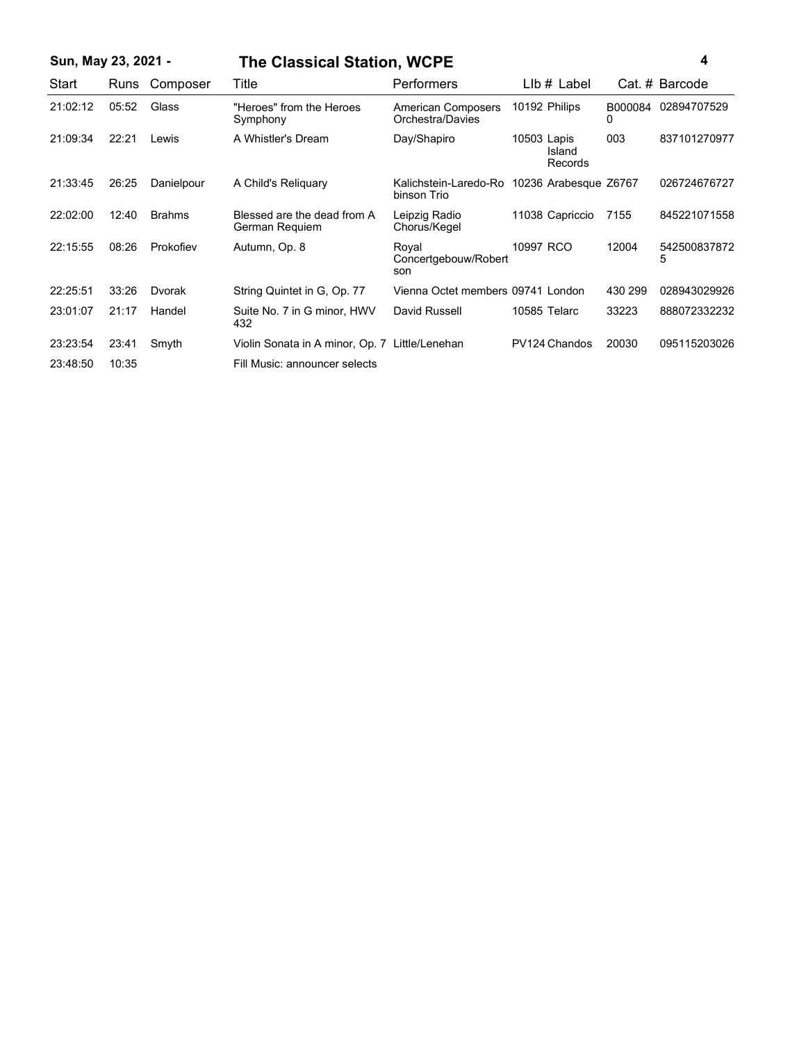**Sun, May 23, 2021 -** **The Classical Station, WCPE**

| Start | Runs | Composer | Title | Performers | LIb # | Label | Cat. # | Barcode |
|---|---|---|---|---|---|---|---|---|
| 21:02:12 | 05:52 | Glass | "Heroes" from the Heroes Symphony | American Composers Orchestra/Davies | 10192 | Philips | B0000840 | 02894707529 |
| 21:09:34 | 22:21 | Lewis | A Whistler's Dream | Day/Shapiro | 10503 | Lapis Island Records | 003 | 837101270977 |
| 21:33:45 | 26:25 | Danielpour | A Child's Reliquary | Kalichstein-Laredo-Robinson Trio | 10236 | Arabesque | Z6767 | 026724676727 |
| 22:02:00 | 12:40 | Brahms | Blessed are the dead from A German Requiem | Leipzig Radio Chorus/Kegel | 11038 | Capriccio | 7155 | 845221071558 |
| 22:15:55 | 08:26 | Prokofiev | Autumn, Op. 8 | Royal Concertgebouw/Robertson | 10997 | RCO | 12004 | 5425008378725 |
| 22:25:51 | 33:26 | Dvorak | String Quintet in G, Op. 77 | Vienna Octet members | 09741 | London | 430 299 | 028943029926 |
| 23:01:07 | 21:17 | Handel | Suite No. 7 in G minor, HWV 432 | David Russell | 10585 | Telarc | 33223 | 888072332232 |
| 23:23:54 | 23:41 | Smyth | Violin Sonata in A minor, Op. 7 | Little/Lenehan | PV124 | Chandos | 20030 | 095115203026 |
| 23:48:50 | 10:35 | | Fill Music: announcer selects | | | | | |